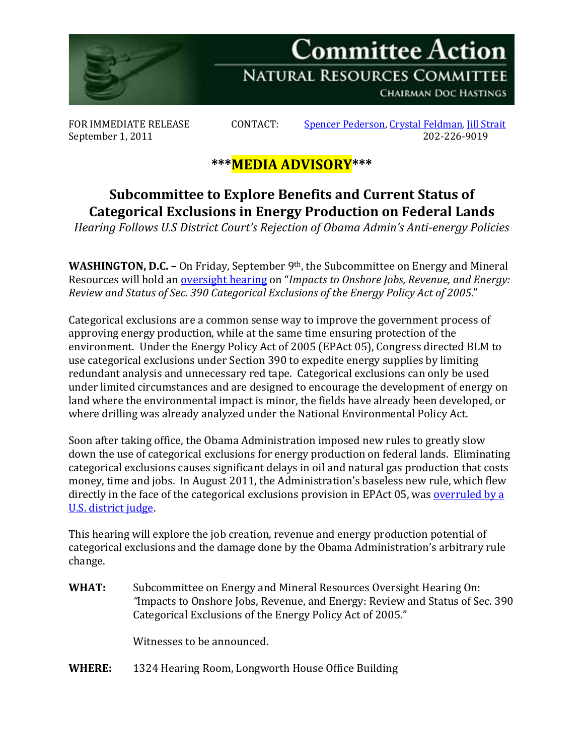# Committee Action

## NATURAL RESOURCES COMMITTEE

CHAIRMAN DOC HASTINGS

FOR IMMEDIATE RELEASE
September 1, 2011

CONTACT: Spencer Pederson, Crystal Feldman, Jill Strait
202-226-9019

## \*\*\*MEDIA ADVISORY\*\*\*

# Subcommittee to Explore Benefits and Current Status of Categorical Exclusions in Energy Production on Federal Lands

*Hearing Follows U.S District Court's Rejection of Obama Admin's Anti-energy Policies*

**WASHINGTON, D.C. –** On Friday, September 9th, the Subcommittee on Energy and Mineral Resources will hold an oversight hearing on "*Impacts to Onshore Jobs, Revenue, and Energy: Review and Status of Sec. 390 Categorical Exclusions of the Energy Policy Act of 2005*."

Categorical exclusions are a common sense way to improve the government process of approving energy production, while at the same time ensuring protection of the environment. Under the Energy Policy Act of 2005 (EPAct 05), Congress directed BLM to use categorical exclusions under Section 390 to expedite energy supplies by limiting redundant analysis and unnecessary red tape. Categorical exclusions can only be used under limited circumstances and are designed to encourage the development of energy on land where the environmental impact is minor, the fields have already been developed, or where drilling was already analyzed under the National Environmental Policy Act.

Soon after taking office, the Obama Administration imposed new rules to greatly slow down the use of categorical exclusions for energy production on federal lands. Eliminating categorical exclusions causes significant delays in oil and natural gas production that costs money, time and jobs. In August 2011, the Administration's baseless new rule, which flew directly in the face of the categorical exclusions provision in EPAct 05, was overruled by a U.S. district judge.

This hearing will explore the job creation, revenue and energy production potential of categorical exclusions and the damage done by the Obama Administration's arbitrary rule change.

**WHAT:** Subcommittee on Energy and Mineral Resources Oversight Hearing On: "Impacts to Onshore Jobs, Revenue, and Energy: Review and Status of Sec. 390 Categorical Exclusions of the Energy Policy Act of 2005."

Witnesses to be announced.

**WHERE:** 1324 Hearing Room, Longworth House Office Building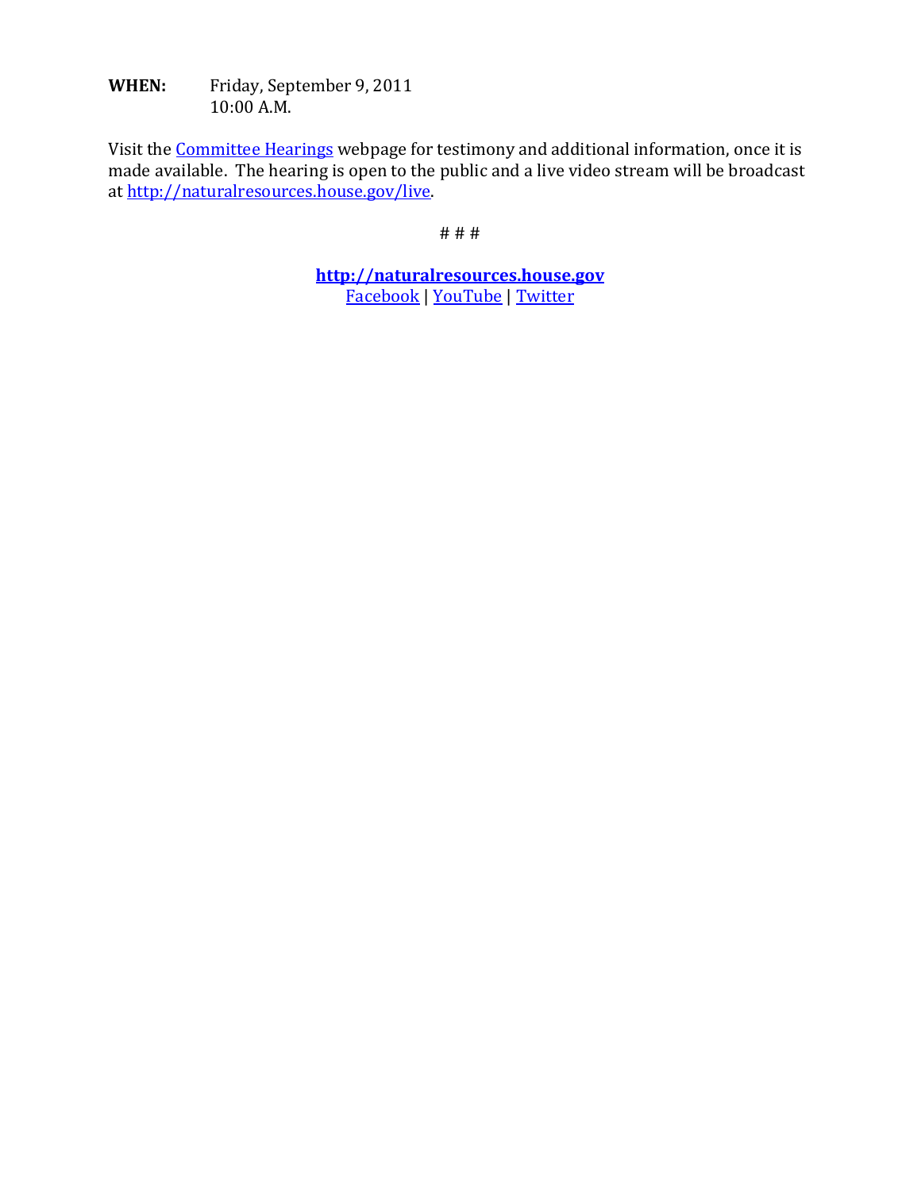**WHEN:** Friday, September 9, 2011
10:00 A.M.

Visit the Committee Hearings webpage for testimony and additional information, once it is made available. The hearing is open to the public and a live video stream will be broadcast at http://naturalresources.house.gov/live.

# # #

**http://naturalresources.house.gov**
Facebook | YouTube | Twitter